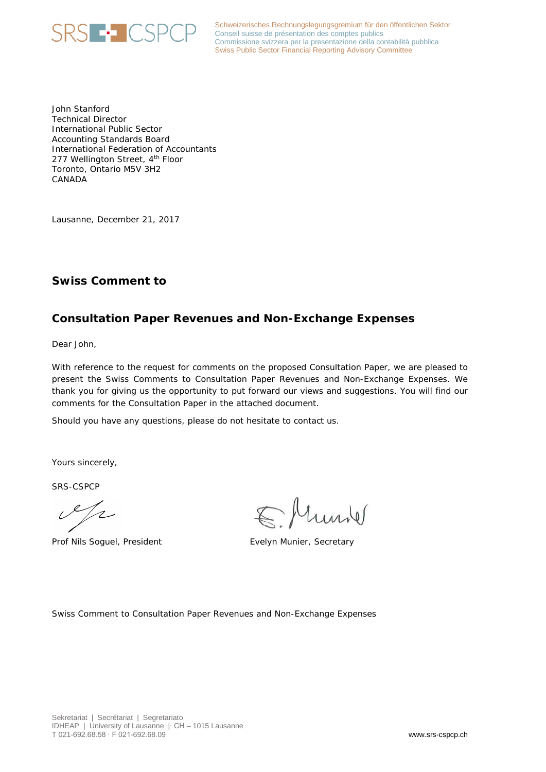SRS CSPCP

Schweizerisches Rechnungslegungsgremium für den öffentlichen Sektor
Conseil suisse de présentation des comptes publics
Commissione svizzera per la presentazione della contabilità pubblica
Swiss Public Sector Financial Reporting Advisory Committee

John Stanford
Technical Director
International Public Sector
Accounting Standards Board
International Federation of Accountants
277 Wellington Street, 4th Floor
Toronto, Ontario M5V 3H2
CANADA

Lausanne, December 21, 2017

## Swiss Comment to

## Consultation Paper Revenues and Non-Exchange Expenses

Dear John,

With reference to the request for comments on the proposed Consultation Paper, we are pleased to present the Swiss Comments to Consultation Paper Revenues and Non-Exchange Expenses. We thank you for giving us the opportunity to put forward our views and suggestions. You will find our comments for the Consultation Paper in the attached document.

Should you have any questions, please do not hesitate to contact us.

Yours sincerely,

SRS-CSPCP

| Prof Nils Soguel, President | Evelyn Munier, Secretary |
|---|---|

Swiss Comment to Consultation Paper Revenues and Non-Exchange Expenses

Sekretariat | Secrétariat | Segretariato
IDHEAP | University of Lausanne | CH – 1015 Lausanne
T 021-692.68.58 · F 021-692.68.09

www.srs-cspcp.ch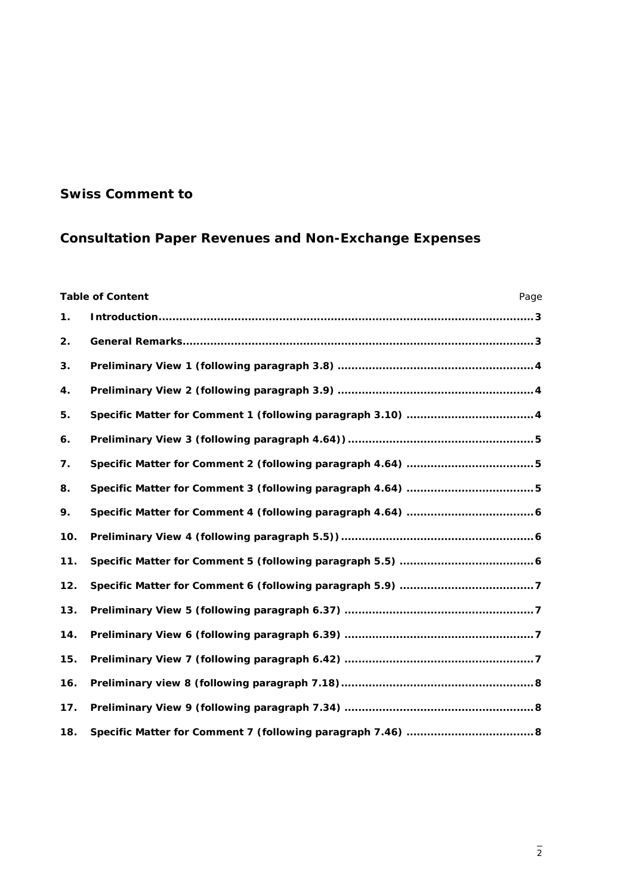## Swiss Comment to

## Consultation Paper Revenues and Non-Exchange Expenses

| Table of Content | | Page |
|---|---|---|
| **1.** | **Introduction** | **3** |
| **2.** | **General Remarks** | **3** |
| **3.** | **Preliminary View 1 (following paragraph 3.8)** | **4** |
| **4.** | **Preliminary View 2 (following paragraph 3.9)** | **4** |
| **5.** | **Specific Matter for Comment 1 (following paragraph 3.10)** | **4** |
| **6.** | **Preliminary View 3 (following paragraph 4.64))** | **5** |
| **7.** | **Specific Matter for Comment 2 (following paragraph 4.64)** | **5** |
| **8.** | **Specific Matter for Comment 3 (following paragraph 4.64)** | **5** |
| **9.** | **Specific Matter for Comment 4 (following paragraph 4.64)** | **6** |
| **10.** | **Preliminary View 4 (following paragraph 5.5))** | **6** |
| **11.** | **Specific Matter for Comment 5 (following paragraph 5.5)** | **6** |
| **12.** | **Specific Matter for Comment 6 (following paragraph 5.9)** | **7** |
| **13.** | **Preliminary View 5 (following paragraph 6.37)** | **7** |
| **14.** | **Preliminary View 6 (following paragraph 6.39)** | **7** |
| **15.** | **Preliminary View 7 (following paragraph 6.42)** | **7** |
| **16.** | **Preliminary view 8 (following paragraph 7.18)** | **8** |
| **17.** | **Preliminary View 9 (following paragraph 7.34)** | **8** |
| **18.** | **Specific Matter for Comment 7 (following paragraph 7.46)** | **8** |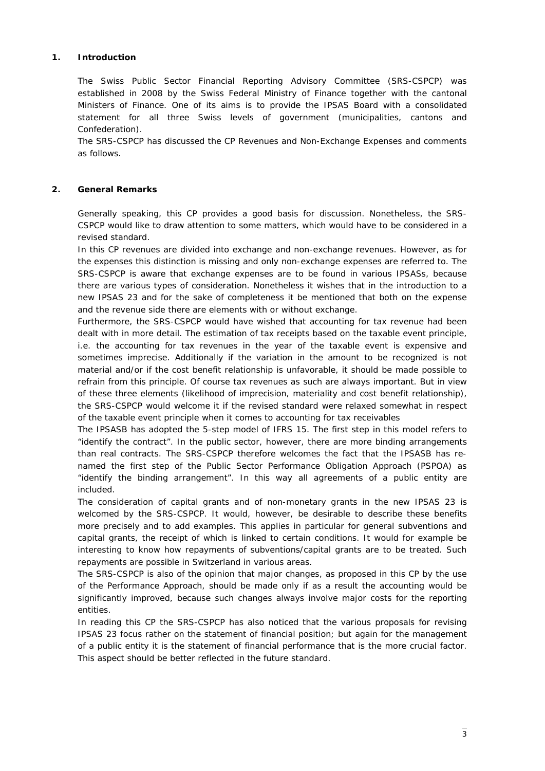## 1. Introduction

The Swiss Public Sector Financial Reporting Advisory Committee (SRS-CSPCP) was established in 2008 by the Swiss Federal Ministry of Finance together with the cantonal Ministers of Finance. One of its aims is to provide the IPSAS Board with a consolidated statement for all three Swiss levels of government (municipalities, cantons and Confederation).

The SRS-CSPCP has discussed the CP Revenues and Non-Exchange Expenses and comments as follows.

## 2. General Remarks

Generally speaking, this CP provides a good basis for discussion. Nonetheless, the SRS-CSPCP would like to draw attention to some matters, which would have to be considered in a revised standard.

In this CP revenues are divided into exchange and non-exchange revenues. However, as for the expenses this distinction is missing and only non-exchange expenses are referred to. The SRS-CSPCP is aware that exchange expenses are to be found in various IPSASs, because there are various types of consideration. Nonetheless it wishes that in the introduction to a new IPSAS 23 and for the sake of completeness it be mentioned that both on the expense and the revenue side there are elements with or without exchange.

Furthermore, the SRS-CSPCP would have wished that accounting for tax revenue had been dealt with in more detail. The estimation of tax receipts based on the taxable event principle, i.e. the accounting for tax revenues in the year of the taxable event is expensive and sometimes imprecise. Additionally if the variation in the amount to be recognized is not material and/or if the cost benefit relationship is unfavorable, it should be made possible to refrain from this principle. Of course tax revenues as such are always important. But in view of these three elements (likelihood of imprecision, materiality and cost benefit relationship), the SRS-CSPCP would welcome it if the revised standard were relaxed somewhat in respect of the taxable event principle when it comes to accounting for tax receivables

The IPSASB has adopted the 5-step model of IFRS 15. The first step in this model refers to "identify the contract". In the public sector, however, there are more binding arrangements than real contracts. The SRS-CSPCP therefore welcomes the fact that the IPSASB has re-named the first step of the Public Sector Performance Obligation Approach (PSPOA) as "identify the binding arrangement". In this way all agreements of a public entity are included.

The consideration of capital grants and of non-monetary grants in the new IPSAS 23 is welcomed by the SRS-CSPCP. It would, however, be desirable to describe these benefits more precisely and to add examples. This applies in particular for general subventions and capital grants, the receipt of which is linked to certain conditions. It would for example be interesting to know how repayments of subventions/capital grants are to be treated. Such repayments are possible in Switzerland in various areas.

The SRS-CSPCP is also of the opinion that major changes, as proposed in this CP by the use of the Performance Approach, should be made only if as a result the accounting would be significantly improved, because such changes always involve major costs for the reporting entities.

In reading this CP the SRS-CSPCP has also noticed that the various proposals for revising IPSAS 23 focus rather on the statement of financial position; but again for the management of a public entity it is the statement of financial performance that is the more crucial factor. This aspect should be better reflected in the future standard.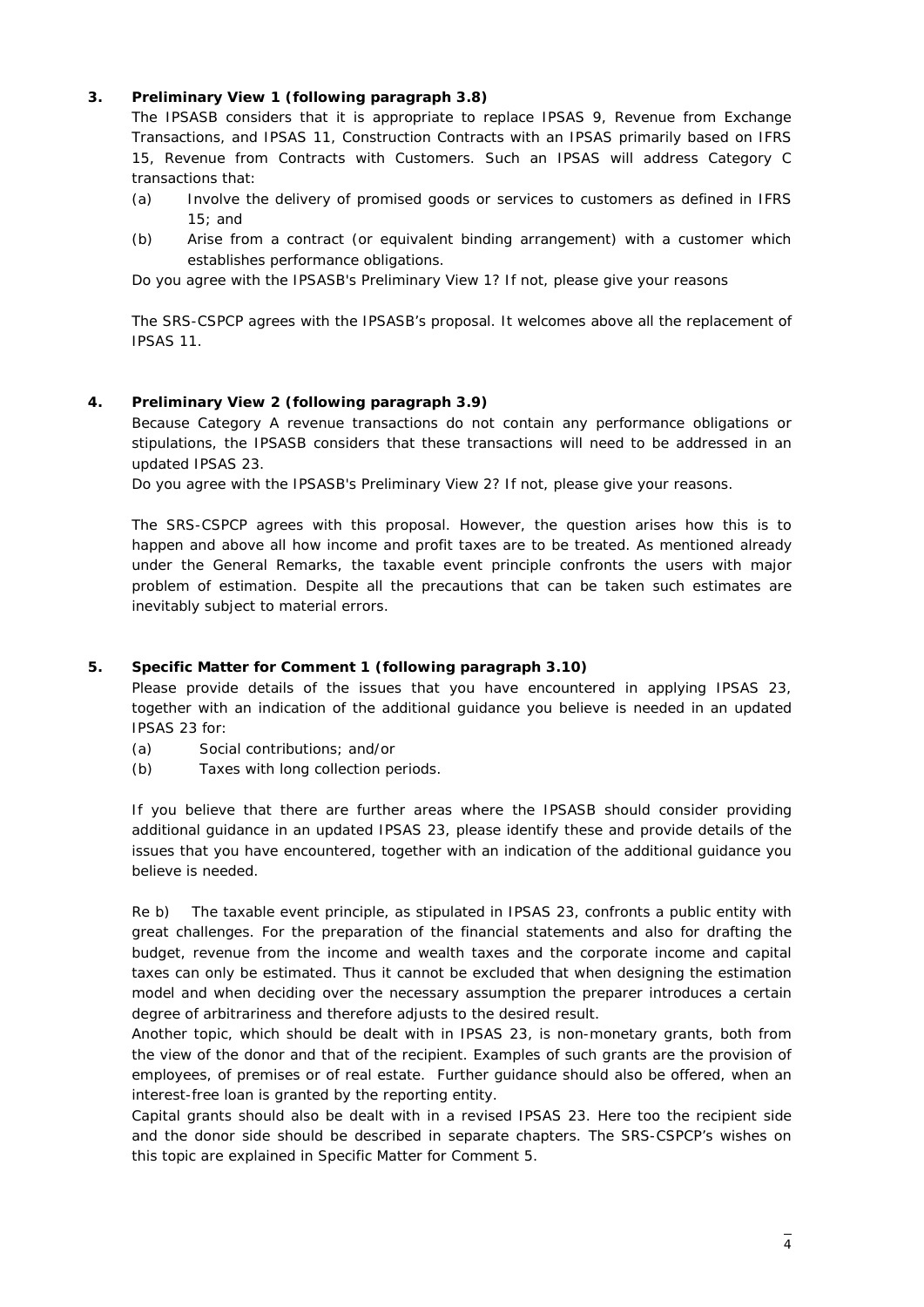### 3. Preliminary View 1 (following paragraph 3.8)

The IPSASB considers that it is appropriate to replace IPSAS 9, Revenue from Exchange Transactions, and IPSAS 11, Construction Contracts with an IPSAS primarily based on IFRS 15, Revenue from Contracts with Customers. Such an IPSAS will address Category C transactions that:

(a) Involve the delivery of promised goods or services to customers as defined in IFRS 15; and

(b) Arise from a contract (or equivalent binding arrangement) with a customer which establishes performance obligations.

Do you agree with the IPSASB's Preliminary View 1? If not, please give your reasons

The SRS-CSPCP agrees with the IPSASB's proposal. It welcomes above all the replacement of IPSAS 11.

### 4. Preliminary View 2 (following paragraph 3.9)

Because Category A revenue transactions do not contain any performance obligations or stipulations, the IPSASB considers that these transactions will need to be addressed in an updated IPSAS 23.

Do you agree with the IPSASB's Preliminary View 2? If not, please give your reasons.

The SRS-CSPCP agrees with this proposal. However, the question arises how this is to happen and above all how income and profit taxes are to be treated. As mentioned already under the General Remarks, the taxable event principle confronts the users with major problem of estimation. Despite all the precautions that can be taken such estimates are inevitably subject to material errors.

### 5. Specific Matter for Comment 1 (following paragraph 3.10)

Please provide details of the issues that you have encountered in applying IPSAS 23, together with an indication of the additional guidance you believe is needed in an updated IPSAS 23 for:

(a) Social contributions; and/or

(b) Taxes with long collection periods.

If you believe that there are further areas where the IPSASB should consider providing additional guidance in an updated IPSAS 23, please identify these and provide details of the issues that you have encountered, together with an indication of the additional guidance you believe is needed.

Re b) The taxable event principle, as stipulated in IPSAS 23, confronts a public entity with great challenges. For the preparation of the financial statements and also for drafting the budget, revenue from the income and wealth taxes and the corporate income and capital taxes can only be estimated. Thus it cannot be excluded that when designing the estimation model and when deciding over the necessary assumption the preparer introduces a certain degree of arbitrariness and therefore adjusts to the desired result.

Another topic, which should be dealt with in IPSAS 23, is non-monetary grants, both from the view of the donor and that of the recipient. Examples of such grants are the provision of employees, of premises or of real estate. Further guidance should also be offered, when an interest-free loan is granted by the reporting entity.

Capital grants should also be dealt with in a revised IPSAS 23. Here too the recipient side and the donor side should be described in separate chapters. The SRS-CSPCP's wishes on this topic are explained in Specific Matter for Comment 5.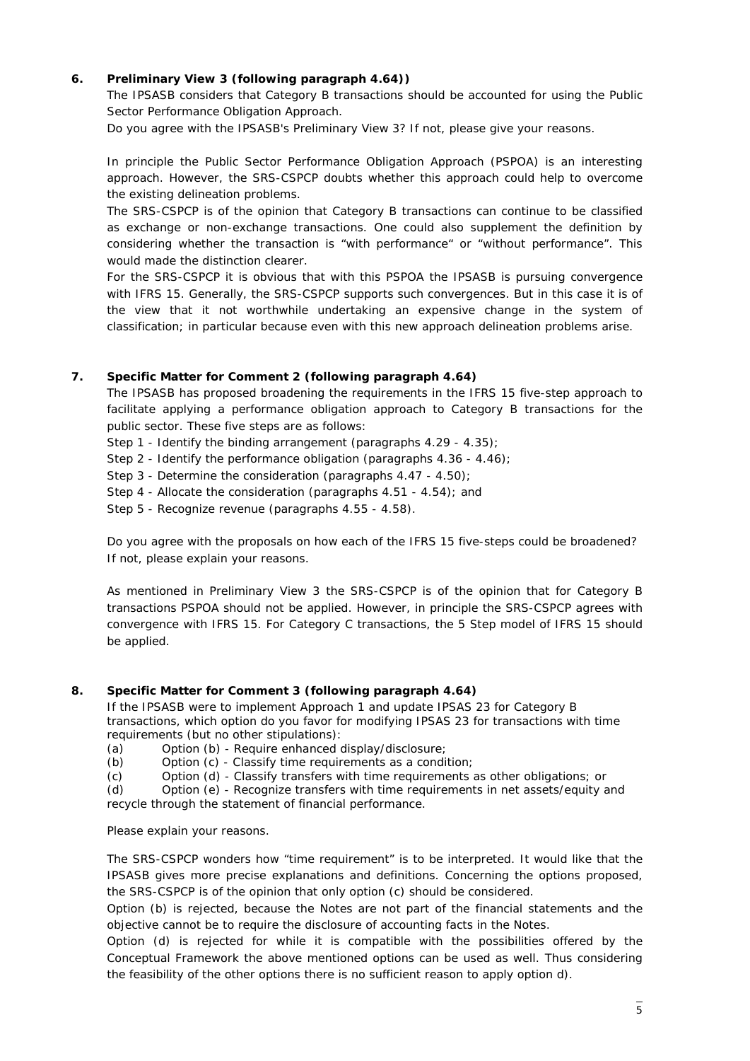**6. Preliminary View 3 (following paragraph 4.64))**

The IPSASB considers that Category B transactions should be accounted for using the Public Sector Performance Obligation Approach.

Do you agree with the IPSASB's Preliminary View 3? If not, please give your reasons.

In principle the Public Sector Performance Obligation Approach (PSPOA) is an interesting approach. However, the SRS-CSPCP doubts whether this approach could help to overcome the existing delineation problems.

The SRS-CSPCP is of the opinion that Category B transactions can continue to be classified as exchange or non-exchange transactions. One could also supplement the definition by considering whether the transaction is "with performance" or "without performance". This would made the distinction clearer.

For the SRS-CSPCP it is obvious that with this PSPOA the IPSASB is pursuing convergence with IFRS 15. Generally, the SRS-CSPCP supports such convergences. But in this case it is of the view that it not worthwhile undertaking an expensive change in the system of classification; in particular because even with this new approach delineation problems arise.

**7. Specific Matter for Comment 2 (following paragraph 4.64)**

The IPSASB has proposed broadening the requirements in the IFRS 15 five-step approach to facilitate applying a performance obligation approach to Category B transactions for the public sector. These five steps are as follows:

Step 1 - Identify the binding arrangement (paragraphs 4.29 - 4.35);
Step 2 - Identify the performance obligation (paragraphs 4.36 - 4.46);
Step 3 - Determine the consideration (paragraphs 4.47 - 4.50);
Step 4 - Allocate the consideration (paragraphs 4.51 - 4.54); and
Step 5 - Recognize revenue (paragraphs 4.55 - 4.58).

Do you agree with the proposals on how each of the IFRS 15 five-steps could be broadened? If not, please explain your reasons.

As mentioned in Preliminary View 3 the SRS-CSPCP is of the opinion that for Category B transactions PSPOA should not be applied. However, in principle the SRS-CSPCP agrees with convergence with IFRS 15. For Category C transactions, the 5 Step model of IFRS 15 should be applied.

**8. Specific Matter for Comment 3 (following paragraph 4.64)**

If the IPSASB were to implement Approach 1 and update IPSAS 23 for Category B transactions, which option do you favor for modifying IPSAS 23 for transactions with time requirements (but no other stipulations):

(a) Option (b) - Require enhanced display/disclosure;
(b) Option (c) - Classify time requirements as a condition;
(c) Option (d) - Classify transfers with time requirements as other obligations; or
(d) Option (e) - Recognize transfers with time requirements in net assets/equity and recycle through the statement of financial performance.

Please explain your reasons.

The SRS-CSPCP wonders how "time requirement" is to be interpreted. It would like that the IPSASB gives more precise explanations and definitions. Concerning the options proposed, the SRS-CSPCP is of the opinion that only option (c) should be considered.

Option (b) is rejected, because the Notes are not part of the financial statements and the objective cannot be to require the disclosure of accounting facts in the Notes.

Option (d) is rejected for while it is compatible with the possibilities offered by the Conceptual Framework the above mentioned options can be used as well. Thus considering the feasibility of the other options there is no sufficient reason to apply option d).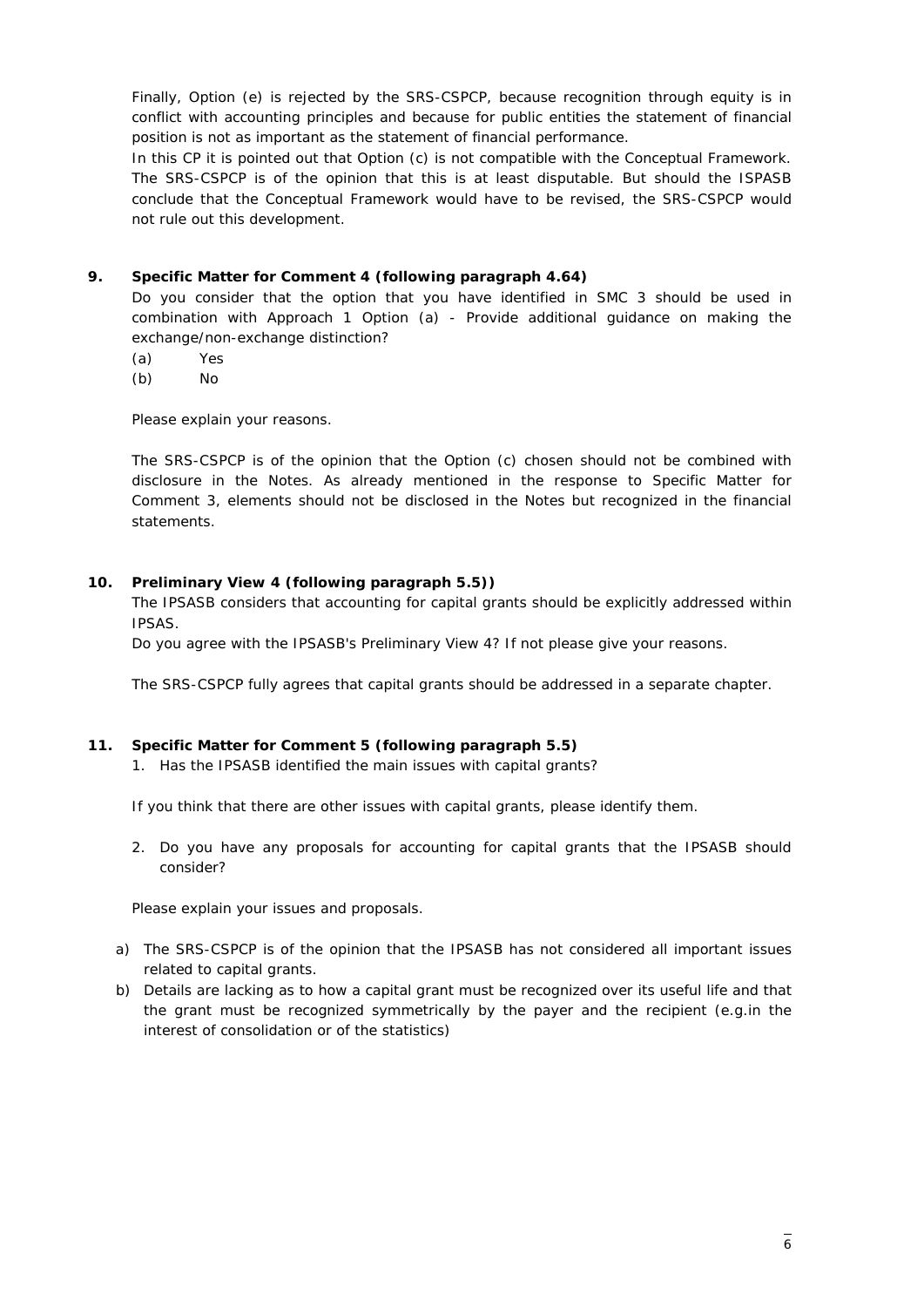Finally, Option (e) is rejected by the SRS-CSPCP, because recognition through equity is in conflict with accounting principles and because for public entities the statement of financial position is not as important as the statement of financial performance.

In this CP it is pointed out that Option (c) is not compatible with the Conceptual Framework. The SRS-CSPCP is of the opinion that this is at least disputable. But should the ISPASB conclude that the Conceptual Framework would have to be revised, the SRS-CSPCP would not rule out this development.

**9. Specific Matter for Comment 4 (following paragraph 4.64)**

Do you consider that the option that you have identified in SMC 3 should be used in combination with Approach 1 Option (a) - Provide additional guidance on making the exchange/non-exchange distinction?

(a) Yes

(b) No

Please explain your reasons.

The SRS-CSPCP is of the opinion that the Option (c) chosen should not be combined with disclosure in the Notes. As already mentioned in the response to Specific Matter for Comment 3, elements should not be disclosed in the Notes but recognized in the financial statements.

**10. Preliminary View 4 (following paragraph 5.5))**

The IPSASB considers that accounting for capital grants should be explicitly addressed within IPSAS.

Do you agree with the IPSASB's Preliminary View 4? If not please give your reasons.

The SRS-CSPCP fully agrees that capital grants should be addressed in a separate chapter.

**11. Specific Matter for Comment 5 (following paragraph 5.5)**

1. Has the IPSASB identified the main issues with capital grants?

If you think that there are other issues with capital grants, please identify them.

2. Do you have any proposals for accounting for capital grants that the IPSASB should consider?

Please explain your issues and proposals.

a) The SRS-CSPCP is of the opinion that the IPSASB has not considered all important issues related to capital grants.
b) Details are lacking as to how a capital grant must be recognized over its useful life and that the grant must be recognized symmetrically by the payer and the recipient (e.g.in the interest of consolidation or of the statistics)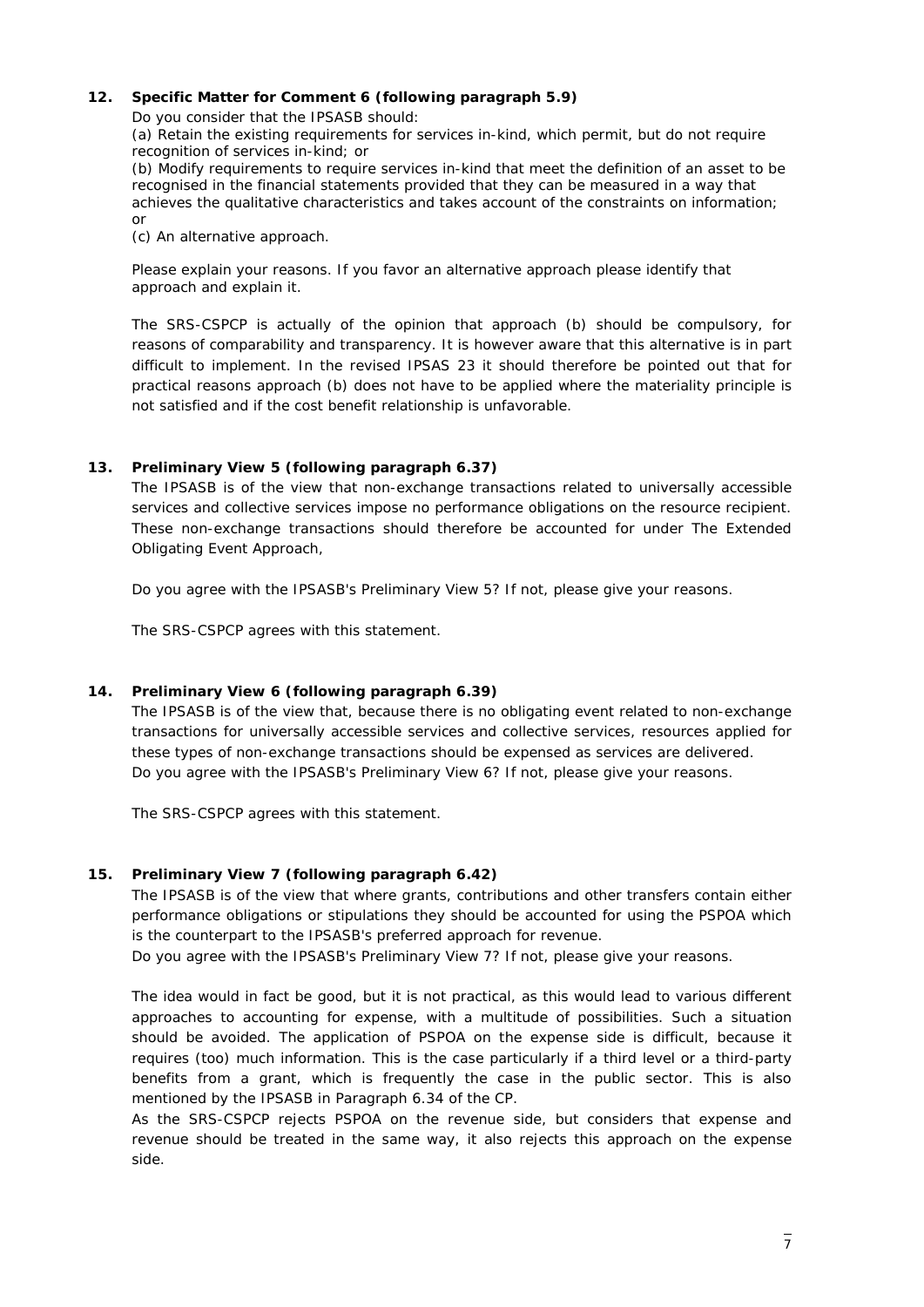**12. Specific Matter for Comment 6 (following paragraph 5.9)**

*Do you consider that the IPSASB should:*

*(a) Retain the existing requirements for services in-kind, which permit, but do not require recognition of services in-kind; or*

*(b) Modify requirements to require services in-kind that meet the definition of an asset to be recognised in the financial statements provided that they can be measured in a way that achieves the qualitative characteristics and takes account of the constraints on information; or*

*(c) An alternative approach.*

*Please explain your reasons. If you favor an alternative approach please identify that approach and explain it.*

The SRS-CSPCP is actually of the opinion that approach (b) should be compulsory, for reasons of comparability and transparency. It is however aware that this alternative is in part difficult to implement. In the revised IPSAS 23 it should therefore be pointed out that for practical reasons approach (b) does not have to be applied where the materiality principle is not satisfied and if the cost benefit relationship is unfavorable.

**13. Preliminary View 5 (following paragraph 6.37)**

*The IPSASB is of the view that non-exchange transactions related to universally accessible services and collective services impose no performance obligations on the resource recipient. These non-exchange transactions should therefore be accounted for under The Extended Obligating Event Approach,*

*Do you agree with the IPSASB's Preliminary View 5? If not, please give your reasons.*

The SRS-CSPCP agrees with this statement.

**14. Preliminary View 6 (following paragraph 6.39)**

*The IPSASB is of the view that, because there is no obligating event related to non-exchange transactions for universally accessible services and collective services, resources applied for these types of non-exchange transactions should be expensed as services are delivered.*

*Do you agree with the IPSASB's Preliminary View 6? If not, please give your reasons.*

The SRS-CSPCP agrees with this statement.

**15. Preliminary View 7 (following paragraph 6.42)**

*The IPSASB is of the view that where grants, contributions and other transfers contain either performance obligations or stipulations they should be accounted for using the PSPOA which is the counterpart to the IPSASB's preferred approach for revenue.*

*Do you agree with the IPSASB's Preliminary View 7? If not, please give your reasons.*

The idea would in fact be good, but it is not practical, as this would lead to various different approaches to accounting for expense, with a multitude of possibilities. Such a situation should be avoided. The application of PSPOA on the expense side is difficult, because it requires (too) much information. This is the case particularly if a third level or a third-party benefits from a grant, which is frequently the case in the public sector. This is also mentioned by the IPSASB in Paragraph 6.34 of the CP.

As the SRS-CSPCP rejects PSPOA on the revenue side, but considers that expense and revenue should be treated in the same way, it also rejects this approach on the expense side.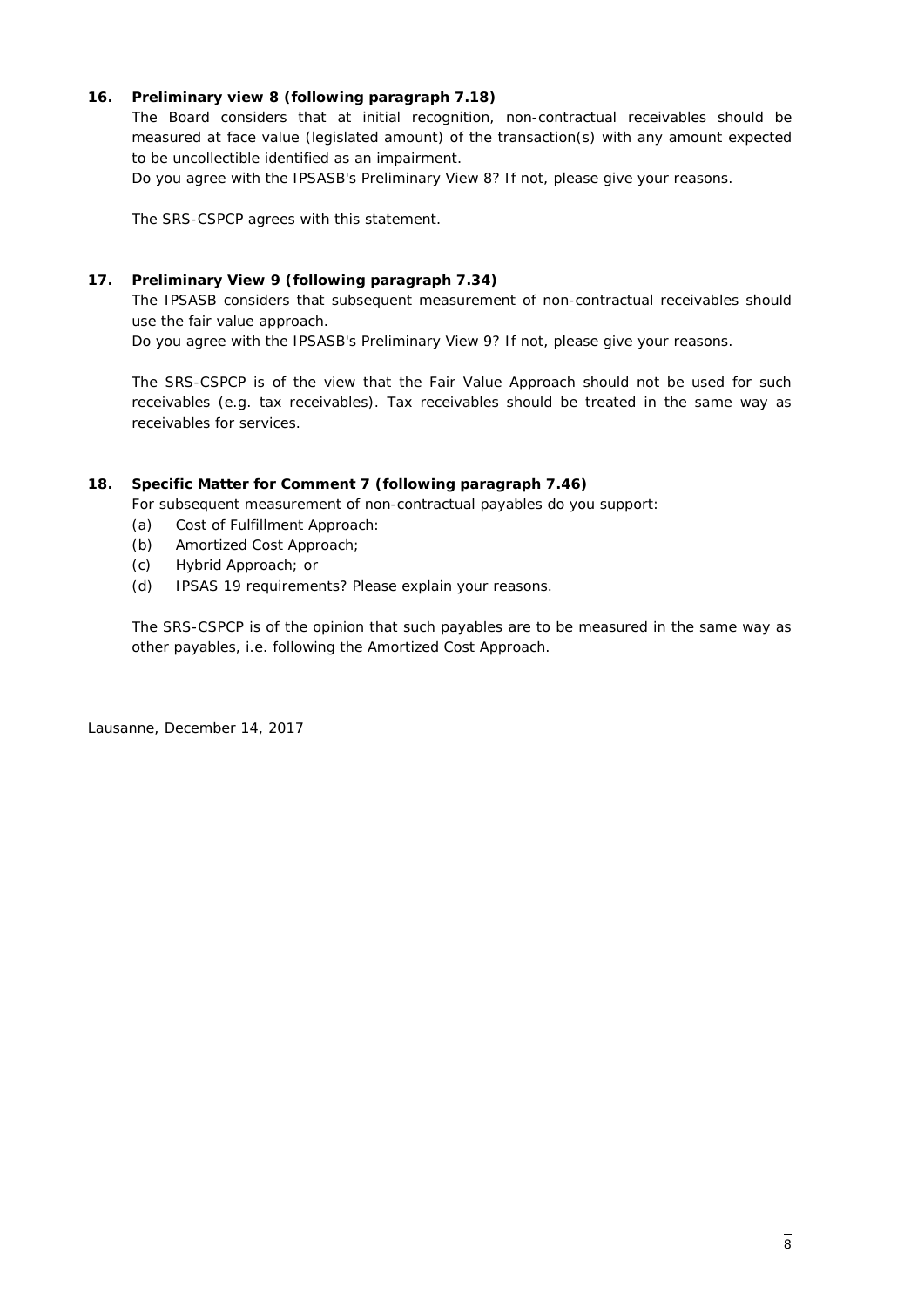**16. Preliminary view 8 (following paragraph 7.18)**

The Board considers that at initial recognition, non-contractual receivables should be measured at face value (legislated amount) of the transaction(s) with any amount expected to be uncollectible identified as an impairment.

Do you agree with the IPSASB's Preliminary View 8? If not, please give your reasons.

The SRS-CSPCP agrees with this statement.

**17. Preliminary View 9 (following paragraph 7.34)**

The IPSASB considers that subsequent measurement of non-contractual receivables should use the fair value approach.

Do you agree with the IPSASB's Preliminary View 9? If not, please give your reasons.

The SRS-CSPCP is of the view that the Fair Value Approach should not be used for such receivables (e.g. tax receivables). Tax receivables should be treated in the same way as receivables for services.

**18. Specific Matter for Comment 7 (following paragraph 7.46)**

For subsequent measurement of non-contractual payables do you support:

(a) Cost of Fulfillment Approach:

(b) Amortized Cost Approach;

(c) Hybrid Approach; or

(d) IPSAS 19 requirements? Please explain your reasons.

The SRS-CSPCP is of the opinion that such payables are to be measured in the same way as other payables, i.e. following the Amortized Cost Approach.

Lausanne, December 14, 2017